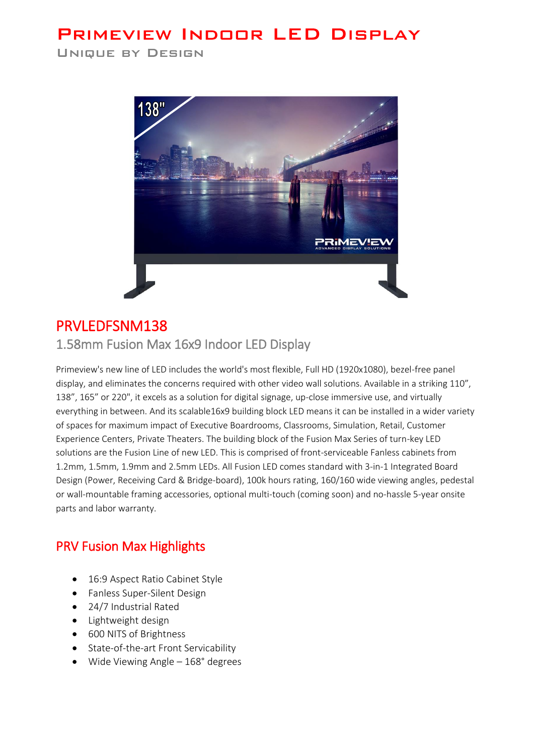# Primeview Indoor LED Display

Unique by Design

## PRVLEDFSNM138

### 1.58mm Fusion Max 16x9 Indoor LED Display

Primeview's new line of LED includes the world's most flexible, Full HD (1920x1080), bezel-free panel display, and eliminates the concerns required with other video wall solutions. Available in a striking 110", 138", 165" or 220", it excels as a solution for digital signage, up-close immersive use, and virtually everything in between. And its scalable16x9 building block LED means it can be installed in a wider variety of spaces for maximum impact of Executive Boardrooms, Classrooms, Simulation, Retail, Customer Experience Centers, Private Theaters. The building block of the Fusion Max Series of turn-key LED solutions are the Fusion Line of new LED. This is comprised of front-serviceable Fanless cabinets from 1.2mm, 1.5mm, 1.9mm and 2.5mm LEDs. All Fusion LED comes standard with 3-in-1 Integrated Board Design (Power, Receiving Card & Bridge-board), 100k hours rating, 160/160 wide viewing angles, pedestal or wall-mountable framing accessories, optional multi-touch (coming soon) and no-hassle 5-year onsite parts and labor warranty.

## PRV Fusion Max Highlights

- 16:9 Aspect Ratio Cabinet Style
- Fanless Super-Silent Design
- 24/7 Industrial Rated
- Lightweight design
- 600 NITS of Brightness
- State-of-the-art Front Servicability
- Wide Viewing Angle – 168° degrees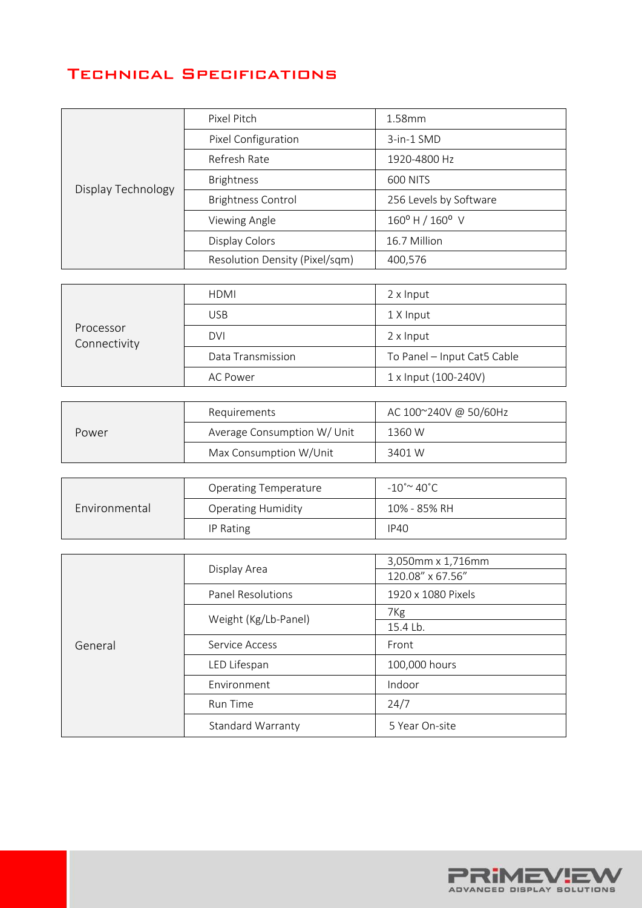## Technical Specifications

| | | |
|---|---|---|
| Display Technology | Pixel Pitch | 1.58mm |
| | Pixel Configuration | 3-in-1 SMD |
| | Refresh Rate | 1920-4800 Hz |
| | Brightness | 600 NITS |
| | Brightness Control | 256 Levels by Software |
| | Viewing Angle | 160º H / 160º V |
| | Display Colors | 16.7 Million |
| | Resolution Density (Pixel/sqm) | 400,576 |

| | | |
|---|---|---|
| Processor Connectivity | HDMI | 2 x Input |
| | USB | 1 X Input |
| | DVI | 2 x Input |
| | Data Transmission | To Panel – Input Cat5 Cable |
| | AC Power | 1 x Input (100-240V) |

| | | |
|---|---|---|
| Power | Requirements | AC 100~240V @ 50/60Hz |
| | Average Consumption W/ Unit | 1360 W |
| | Max Consumption W/Unit | 3401 W |

| | | |
|---|---|---|
| Environmental | Operating Temperature | -10˚~ 40˚C |
| | Operating Humidity | 10% - 85% RH |
| | IP Rating | IP40 |

| | | |
|---|---|---|
| General | Display Area | 3,050mm x 1,716mm |
| | | 120.08" x 67.56" |
| | Panel Resolutions | 1920 x 1080 Pixels |
| | Weight (Kg/Lb-Panel) | 7Kg |
| | | 15.4 Lb. |
| | Service Access | Front |
| | LED Lifespan | 100,000 hours |
| | Environment | Indoor |
| | Run Time | 24/7 |
| | Standard Warranty | 5 Year On-site |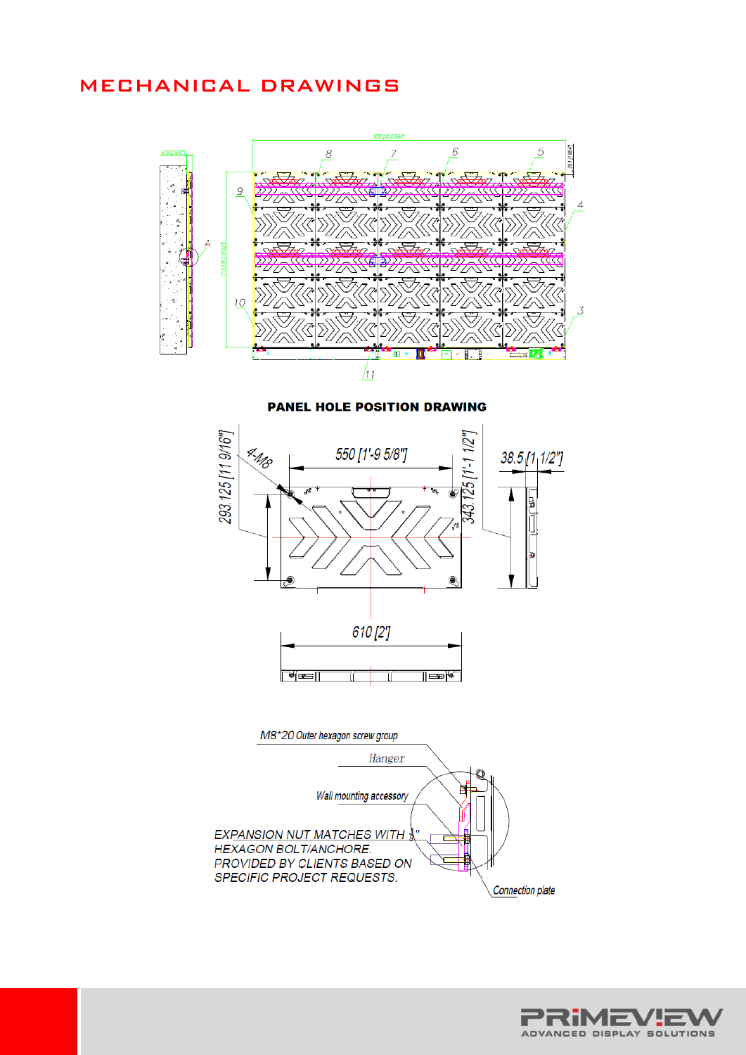# MECHANICAL DRAWINGS

8
7
6
5
9
4
A
10
3
11

PANEL HOLE POSITION DRAWING

4-M8

550 [1'-9 5/8"]

293.125 [11 9/16"]

343.125 [1'-1 1/2"]

38.5 [1 1/2"]

610 [2']

M8*20 Outer hexagon screw group

Hanger

Wall mounting accessory

EXPANSION NUT MATCHES WITH 3/8"
HEXAGON BOLT/ANCHORE.
PROVIDED BY CLIENTS BASED ON
SPECIFIC PROJECT REQUESTS.

Connection plate